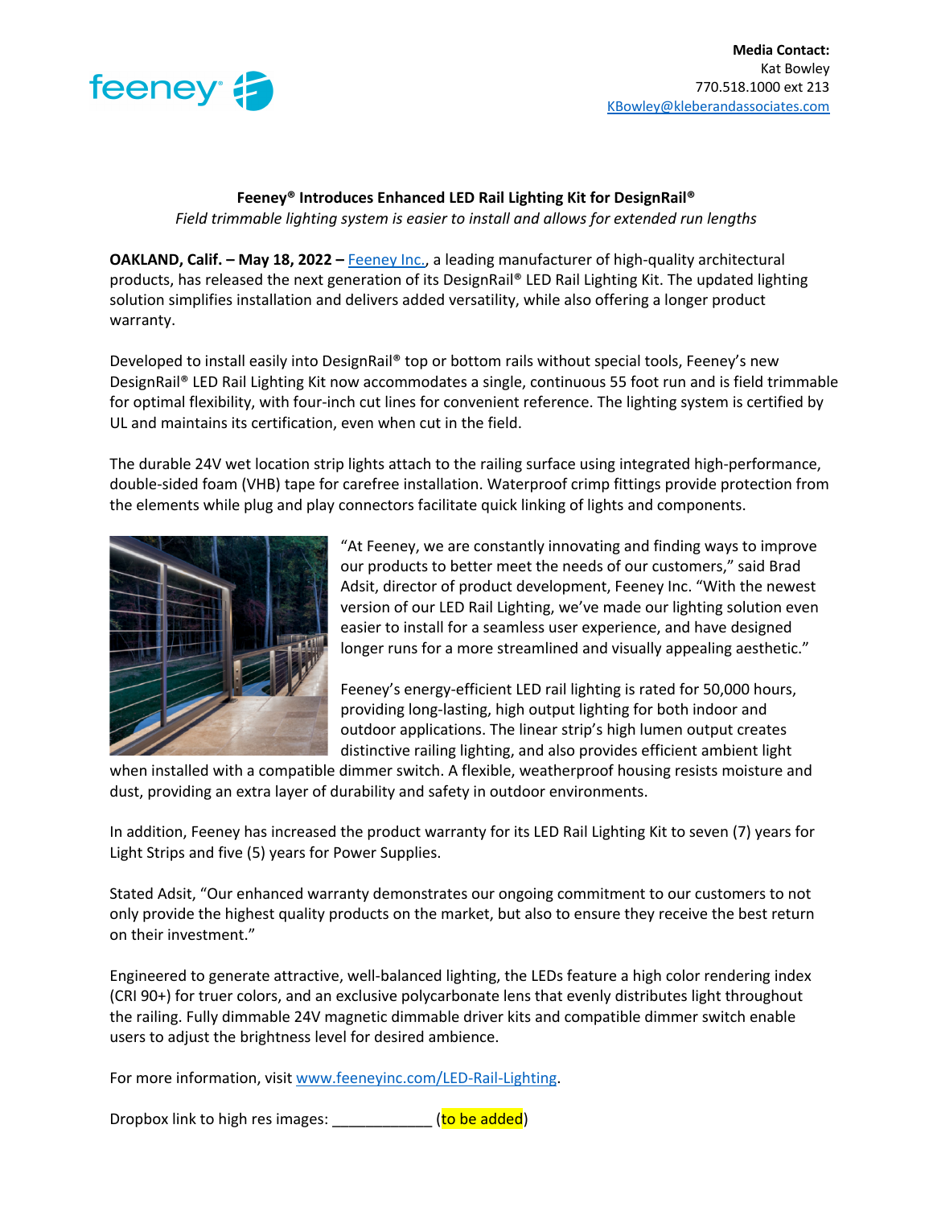**Media Contact:**
Kat Bowley
770.518.1000 ext 213
KBowley@kleberandassociates.com

# Feeney® Introduces Enhanced LED Rail Lighting Kit for DesignRail®

*Field trimmable lighting system is easier to install and allows for extended run lengths*

**OAKLAND, Calif. – May 18, 2022 –** Feeney Inc., a leading manufacturer of high-quality architectural products, has released the next generation of its DesignRail® LED Rail Lighting Kit. The updated lighting solution simplifies installation and delivers added versatility, while also offering a longer product warranty.

Developed to install easily into DesignRail® top or bottom rails without special tools, Feeney's new DesignRail® LED Rail Lighting Kit now accommodates a single, continuous 55 foot run and is field trimmable for optimal flexibility, with four-inch cut lines for convenient reference. The lighting system is certified by UL and maintains its certification, even when cut in the field.

The durable 24V wet location strip lights attach to the railing surface using integrated high-performance, double-sided foam (VHB) tape for carefree installation. Waterproof crimp fittings provide protection from the elements while plug and play connectors facilitate quick linking of lights and components.

"At Feeney, we are constantly innovating and finding ways to improve our products to better meet the needs of our customers," said Brad Adsit, director of product development, Feeney Inc. "With the newest version of our LED Rail Lighting, we've made our lighting solution even easier to install for a seamless user experience, and have designed longer runs for a more streamlined and visually appealing aesthetic."

Feeney's energy-efficient LED rail lighting is rated for 50,000 hours, providing long-lasting, high output lighting for both indoor and outdoor applications. The linear strip's high lumen output creates distinctive railing lighting, and also provides efficient ambient light when installed with a compatible dimmer switch. A flexible, weatherproof housing resists moisture and dust, providing an extra layer of durability and safety in outdoor environments.

In addition, Feeney has increased the product warranty for its LED Rail Lighting Kit to seven (7) years for Light Strips and five (5) years for Power Supplies.

Stated Adsit, "Our enhanced warranty demonstrates our ongoing commitment to our customers to not only provide the highest quality products on the market, but also to ensure they receive the best return on their investment."

Engineered to generate attractive, well-balanced lighting, the LEDs feature a high color rendering index (CRI 90+) for truer colors, and an exclusive polycarbonate lens that evenly distributes light throughout the railing. Fully dimmable 24V magnetic dimmable driver kits and compatible dimmer switch enable users to adjust the brightness level for desired ambience.

For more information, visit www.feeneyinc.com/LED-Rail-Lighting.

Dropbox link to high res images: ____________ (to be added)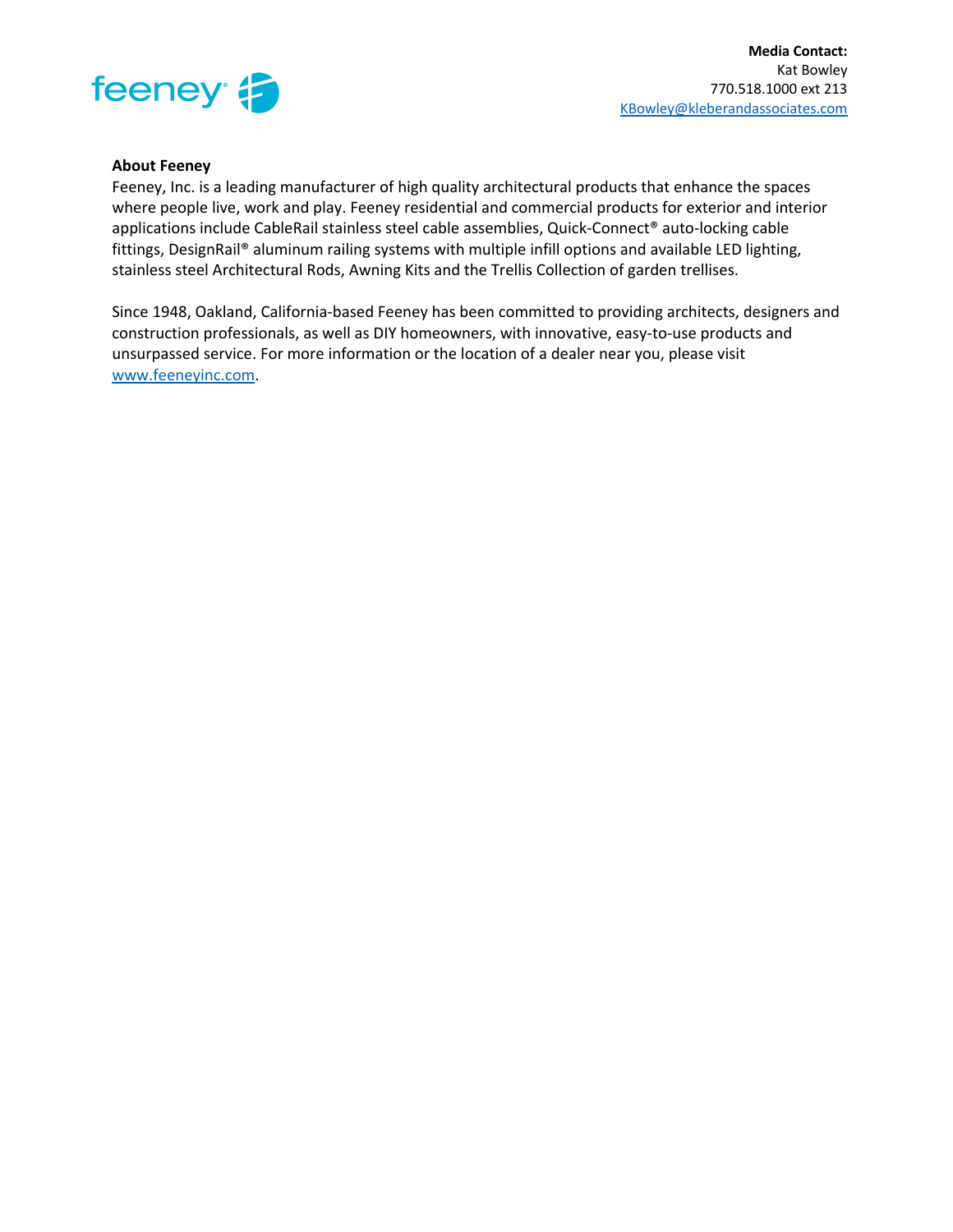**Media Contact:**
Kat Bowley
770.518.1000 ext 213
KBowley@kleberandassociates.com

**About Feeney**

Feeney, Inc. is a leading manufacturer of high quality architectural products that enhance the spaces where people live, work and play. Feeney residential and commercial products for exterior and interior applications include CableRail stainless steel cable assemblies, Quick-Connect® auto-locking cable fittings, DesignRail® aluminum railing systems with multiple infill options and available LED lighting, stainless steel Architectural Rods, Awning Kits and the Trellis Collection of garden trellises.

Since 1948, Oakland, California-based Feeney has been committed to providing architects, designers and construction professionals, as well as DIY homeowners, with innovative, easy-to-use products and unsurpassed service. For more information or the location of a dealer near you, please visit www.feeneyinc.com.